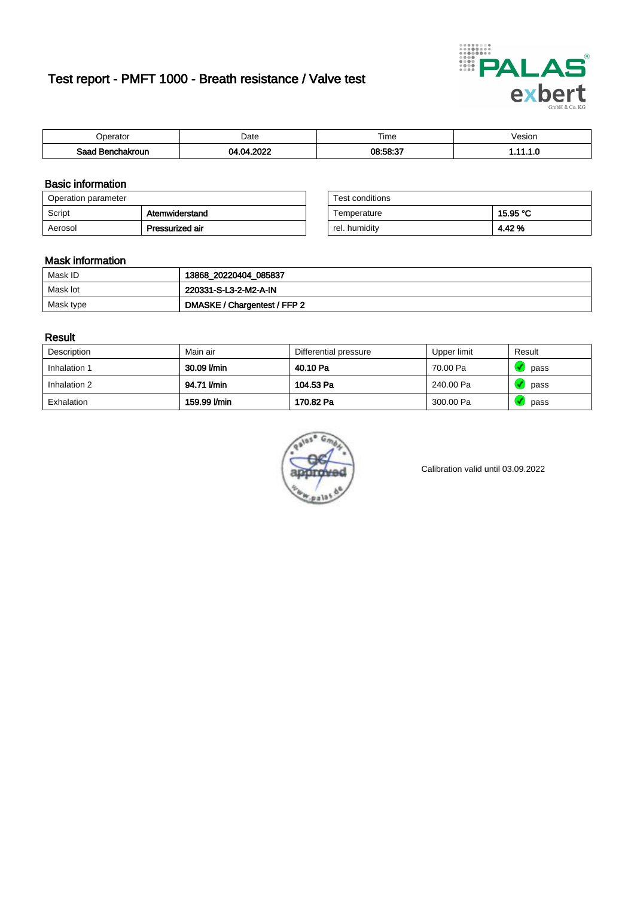# Test report - PMFT 1000 - Breath resistance / Valve test

| Operator | Date | Time | Vesion |
| --- | --- | --- | --- |
| Saad Benchakroun | 04.04.2022 | 08:58:37 | 1.11.1.0 |

## Basic information

| Operation parameter | |
| --- | --- |
| Script | Atemwiderstand |
| Aerosol | Pressurized air |

| Test conditions | |
| --- | --- |
| Temperature | 15.95 °C |
| rel. humidity | 4.42 % |

## Mask information

| | |
| --- | --- |
| Mask ID | 13868_20220404_085837 |
| Mask lot | 220331-S-L3-2-M2-A-IN |
| Mask type | DMASKE / Chargentest / FFP 2 |

## Result

| Description | Main air | Differential pressure | Upper limit | Result |
| --- | --- | --- | --- | --- |
| Inhalation 1 | 30.09 l/min | 40.10 Pa | 70.00 Pa | pass |
| Inhalation 2 | 94.71 l/min | 104.53 Pa | 240.00 Pa | pass |
| Exhalation | 159.99 l/min | 170.82 Pa | 300.00 Pa | pass |

Calibration valid until 03.09.2022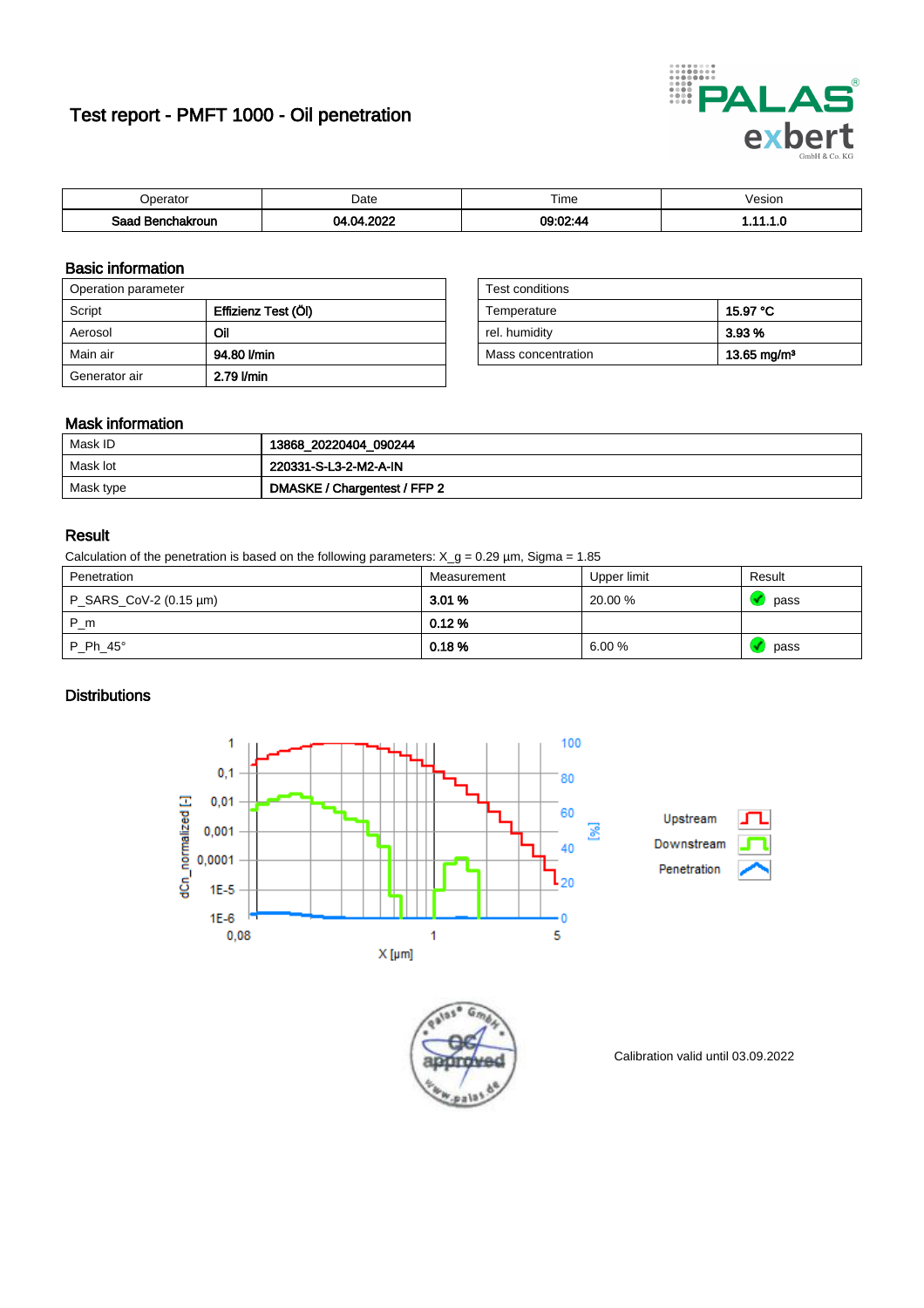# Test report - PMFT 1000 - Oil penetration

PALAS exbert GmbH & Co. KG

| Operator | Date | Time | Vesion |
|---|---|---|---|
| **Saad Benchakroun** | **04.04.2022** | **09:02:44** | **1.11.1.0** |

## Basic information

| Operation parameter | |
|---|---|
| Script | **Effizienz Test (Öl)** |
| Aerosol | **Oil** |
| Main air | **94.80 l/min** |
| Generator air | **2.79 l/min** |

| Test conditions | |
|---|---|
| Temperature | **15.97 °C** |
| rel. humidity | **3.93 %** |
| Mass concentration | **13.65 mg/m³** |

## Mask information

| | |
|---|---|
| Mask ID | **13868_20220404_090244** |
| Mask lot | **220331-S-L3-2-M2-A-IN** |
| Mask type | **DMASKE / Chargentest / FFP 2** |

## Result

Calculation of the penetration is based on the following parameters: X_g = 0.29 µm, Sigma = 1.85

| Penetration | Measurement | Upper limit | Result |
|---|---|---|---|
| P_SARS_CoV-2 (0.15 µm) | **3.01 %** | 20.00 % | pass |
| P_m | **0.12 %** | | |
| P_Ph_45° | **0.18 %** | 6.00 % | pass |

## Distributions

1
0,1
0,01
0,001
0,0001
1E-5
1E-6
dCn_normalized [-]
100
80
60
40
20
0
[%]
0,08
1
5
X [µm]

Upstream
Downstream
Penetration

Palas® GmbH
QC approved
www.palas.de

Calibration valid until 03.09.2022